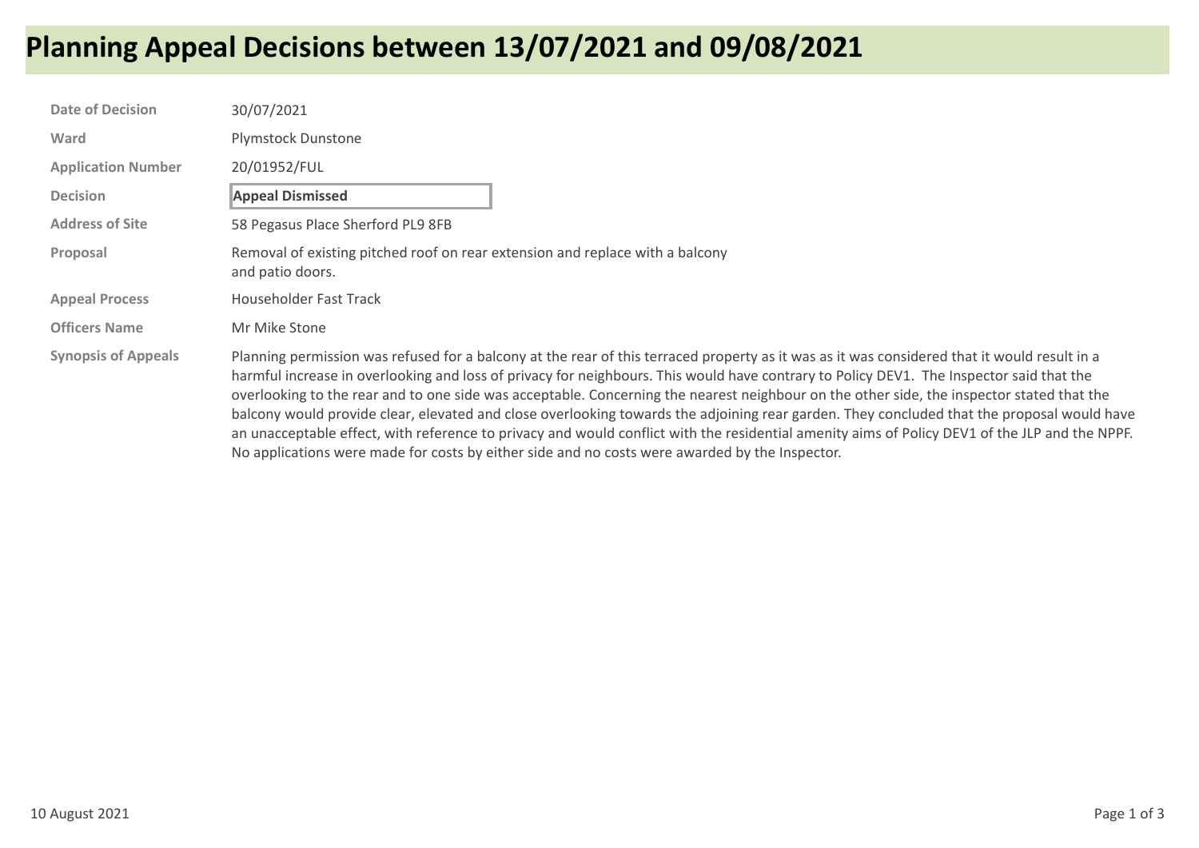# Planning Appeal Decisions between 13/07/2021 and 09/08/2021

| | |
|---|---|
| **Date of Decision** | 30/07/2021 |
| **Ward** | Plymstock Dunstone |
| **Application Number** | 20/01952/FUL |
| **Decision** | **Appeal Dismissed** |
| **Address of Site** | 58 Pegasus Place Sherford PL9 8FB |
| **Proposal** | Removal of existing pitched roof on rear extension and replace with a balcony and patio doors. |
| **Appeal Process** | Householder Fast Track |
| **Officers Name** | Mr Mike Stone |
| **Synopsis of Appeals** | Planning permission was refused for a balcony at the rear of this terraced property as it was as it was considered that it would result in a harmful increase in overlooking and loss of privacy for neighbours. This would have contrary to Policy DEV1. The Inspector said that the overlooking to the rear and to one side was acceptable. Concerning the nearest neighbour on the other side, the inspector stated that the balcony would provide clear, elevated and close overlooking towards the adjoining rear garden. They concluded that the proposal would have an unacceptable effect, with reference to privacy and would conflict with the residential amenity aims of Policy DEV1 of the JLP and the NPPF. No applications were made for costs by either side and no costs were awarded by the Inspector. |

10 August 2021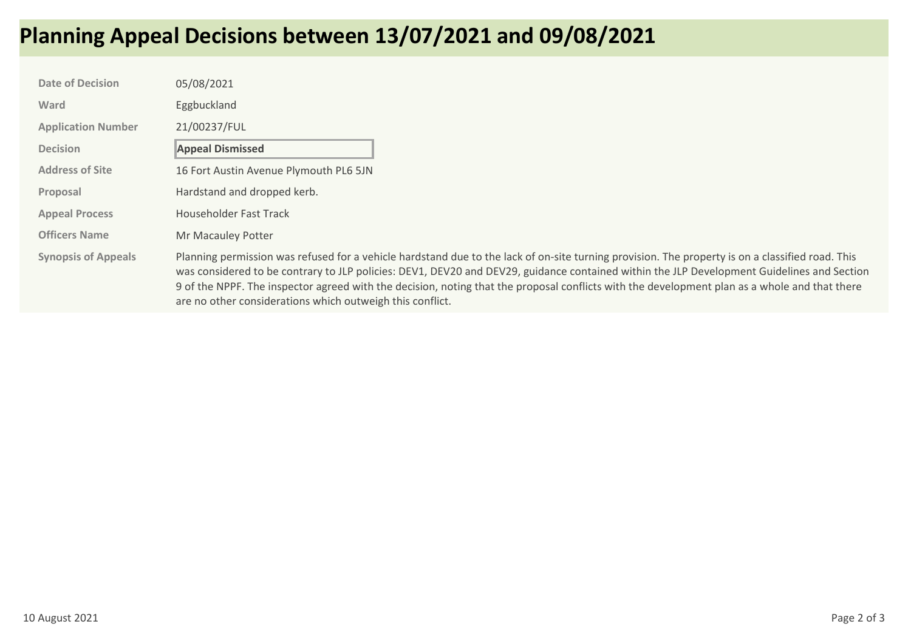# Planning Appeal Decisions between 13/07/2021 and 09/08/2021

| | |
|---|---|
| **Date of Decision** | 05/08/2021 |
| **Ward** | Eggbuckland |
| **Application Number** | 21/00237/FUL |
| **Decision** | **Appeal Dismissed** |
| **Address of Site** | 16 Fort Austin Avenue Plymouth PL6 5JN |
| **Proposal** | Hardstand and dropped kerb. |
| **Appeal Process** | Householder Fast Track |
| **Officers Name** | Mr Macauley Potter |
| **Synopsis of Appeals** | Planning permission was refused for a vehicle hardstand due to the lack of on-site turning provision. The property is on a classified road. This was considered to be contrary to JLP policies: DEV1, DEV20 and DEV29, guidance contained within the JLP Development Guidelines and Section 9 of the NPPF. The inspector agreed with the decision, noting that the proposal conflicts with the development plan as a whole and that there are no other considerations which outweigh this conflict. |

10 August 2021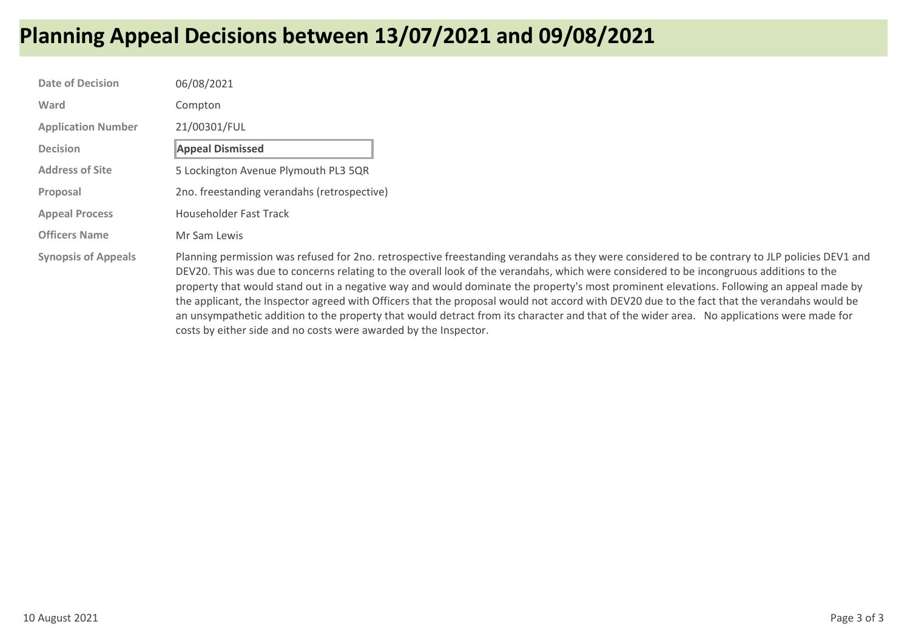# Planning Appeal Decisions between 13/07/2021 and 09/08/2021

| | |
|---|---|
| **Date of Decision** | 06/08/2021 |
| **Ward** | Compton |
| **Application Number** | 21/00301/FUL |
| **Decision** | **Appeal Dismissed** |
| **Address of Site** | 5 Lockington Avenue Plymouth PL3 5QR |
| **Proposal** | 2no. freestanding verandahs (retrospective) |
| **Appeal Process** | Householder Fast Track |
| **Officers Name** | Mr Sam Lewis |
| **Synopsis of Appeals** | Planning permission was refused for 2no. retrospective freestanding verandahs as they were considered to be contrary to JLP policies DEV1 and DEV20. This was due to concerns relating to the overall look of the verandahs, which were considered to be incongruous additions to the property that would stand out in a negative way and would dominate the property's most prominent elevations. Following an appeal made by the applicant, the Inspector agreed with Officers that the proposal would not accord with DEV20 due to the fact that the verandahs would be an unsympathetic addition to the property that would detract from its character and that of the wider area. No applications were made for costs by either side and no costs were awarded by the Inspector. |